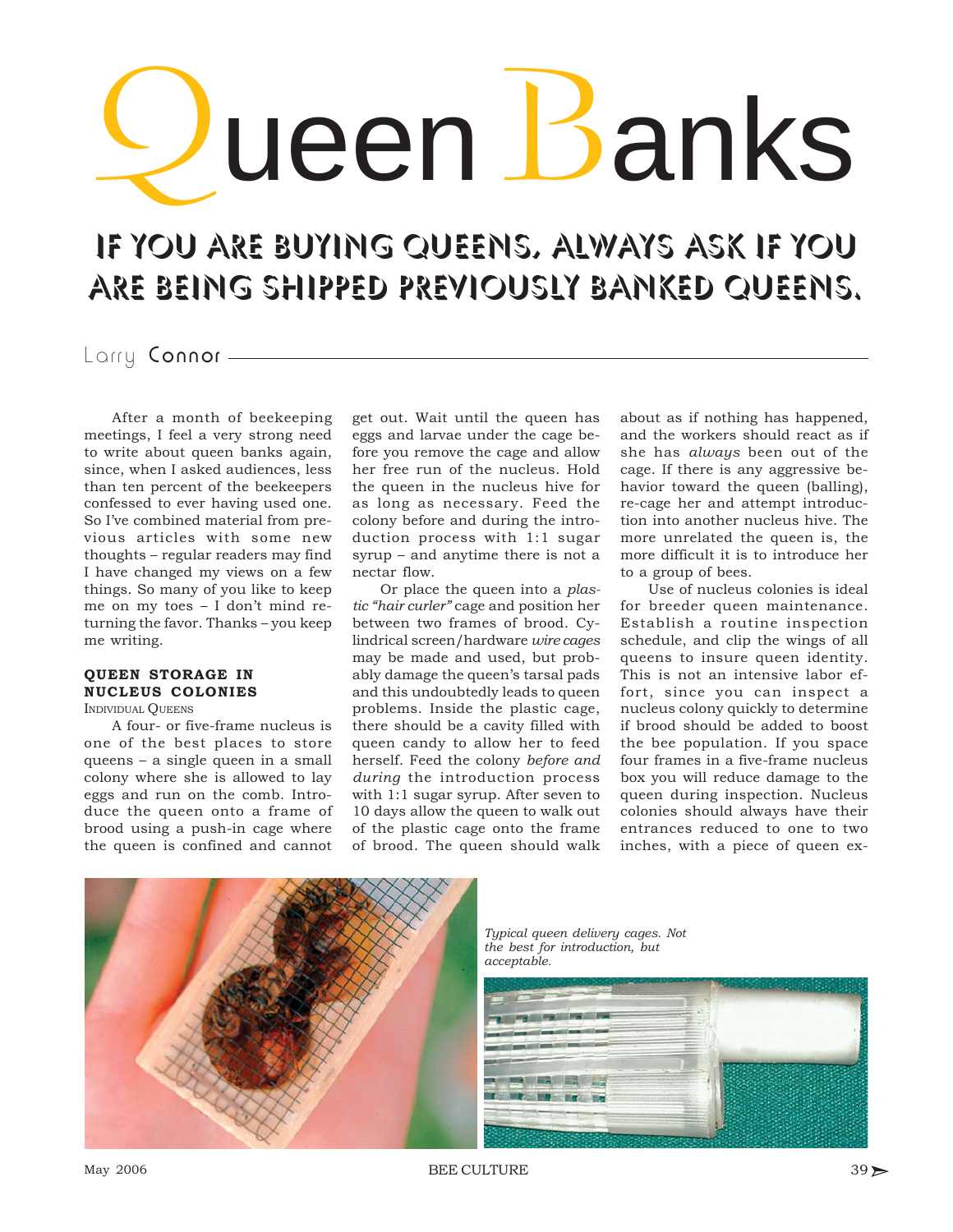# Queen Banks

## IF YOU ARE BUYING QUEENS, ALWAYS ASK IF YOU ARE BEING SHIPPED PREVIOUSLY BANKED QUEENS.

Larry Connor

After a month of beekeeping meetings, I feel a very strong need to write about queen banks again, since, when I asked audiences, less than ten percent of the beekeepers confessed to ever having used one. So I've combined material from previous articles with some new thoughts – regular readers may find I have changed my views on a few things. So many of you like to keep me on my toes – I don't mind returning the favor. Thanks – you keep me writing.

### QUEEN STORAGE IN NUCLEUS COLONIES

INDIVIDUAL QUEENS

A four- or five-frame nucleus is one of the best places to store queens – a single queen in a small colony where she is allowed to lay eggs and run on the comb. Introduce the queen onto a frame of brood using a push-in cage where the queen is confined and cannot get out. Wait until the queen has eggs and larvae under the cage before you remove the cage and allow her free run of the nucleus. Hold the queen in the nucleus hive for as long as necessary. Feed the colony before and during the introduction process with 1:1 sugar syrup – and anytime there is not a nectar flow.

Or place the queen into a *plastic "hair curler"* cage and position her between two frames of brood. Cylindrical screen/hardware *wire cages* may be made and used, but probably damage the queen's tarsal pads and this undoubtedly leads to queen problems. Inside the plastic cage, there should be a cavity filled with queen candy to allow her to feed herself. Feed the colony *before and during* the introduction process with 1:1 sugar syrup. After seven to 10 days allow the queen to walk out of the plastic cage onto the frame of brood. The queen should walk about as if nothing has happened, and the workers should react as if she has *always* been out of the cage. If there is any aggressive behavior toward the queen (balling), re-cage her and attempt introduction into another nucleus hive. The more unrelated the queen is, the more difficult it is to introduce her to a group of bees.

Use of nucleus colonies is ideal for breeder queen maintenance. Establish a routine inspection schedule, and clip the wings of all queens to insure queen identity. This is not an intensive labor effort, since you can inspect a nucleus colony quickly to determine if brood should be added to boost the bee population. If you space four frames in a five-frame nucleus box you will reduce damage to the queen during inspection. Nucleus colonies should always have their entrances reduced to one to two inches, with a piece of queen ex-

*Typical queen delivery cages. Not the best for introduction, but acceptable.*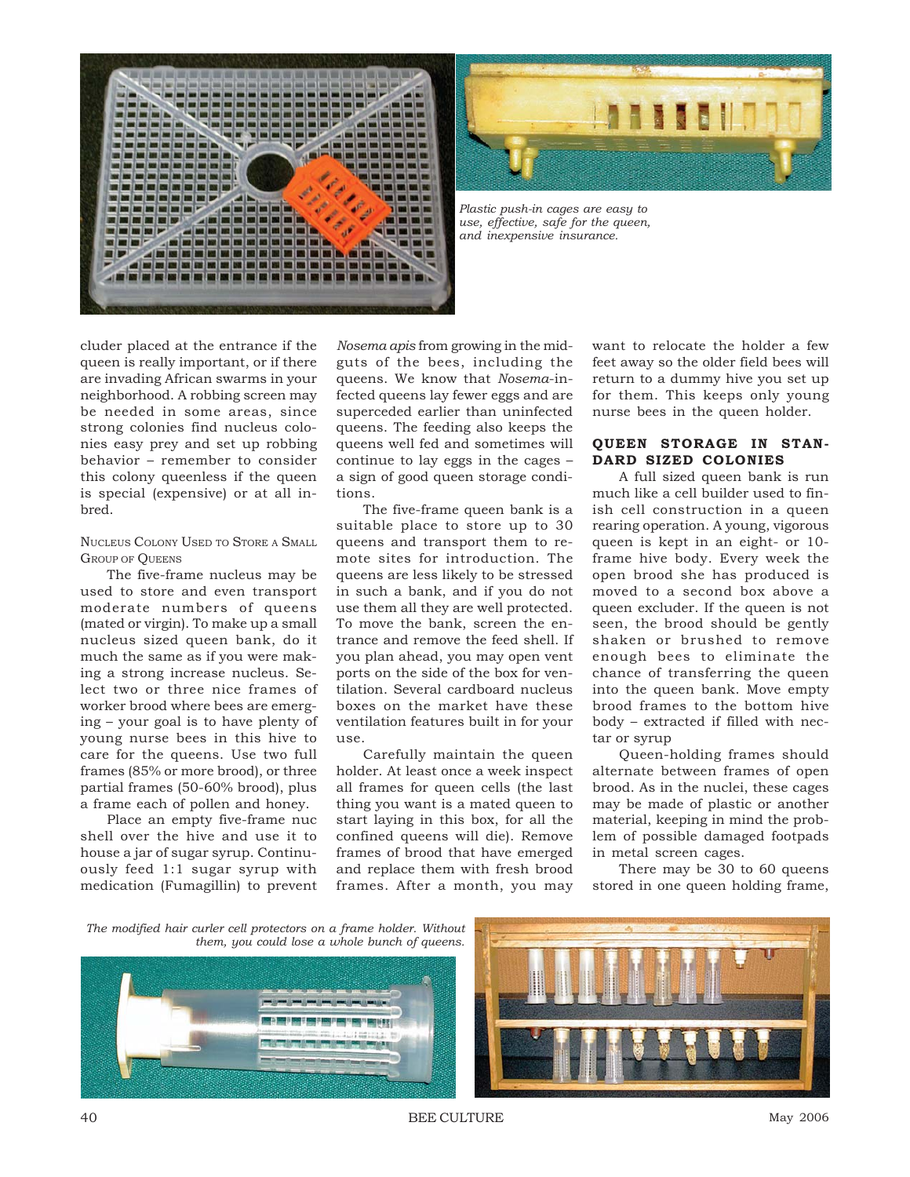*Plastic push-in cages are easy to use, effective, safe for the queen, and inexpensive insurance.*

cluder placed at the entrance if the queen is really important, or if there are invading African swarms in your neighborhood. A robbing screen may be needed in some areas, since strong colonies find nucleus colonies easy prey and set up robbing behavior – remember to consider this colony queenless if the queen is special (expensive) or at all inbred.

### Nucleus Colony Used to Store a Small Group of Queens

The five-frame nucleus may be used to store and even transport moderate numbers of queens (mated or virgin). To make up a small nucleus sized queen bank, do it much the same as if you were making a strong increase nucleus. Select two or three nice frames of worker brood where bees are emerging – your goal is to have plenty of young nurse bees in this hive to care for the queens. Use two full frames (85% or more brood), or three partial frames (50-60% brood), plus a frame each of pollen and honey.

Place an empty five-frame nuc shell over the hive and use it to house a jar of sugar syrup. Continuously feed 1:1 sugar syrup with medication (Fumagillin) to prevent *Nosema apis* from growing in the midguts of the bees, including the queens. We know that *Nosema*-infected queens lay fewer eggs and are superceded earlier than uninfected queens. The feeding also keeps the queens well fed and sometimes will continue to lay eggs in the cages – a sign of good queen storage conditions.

The five-frame queen bank is a suitable place to store up to 30 queens and transport them to remote sites for introduction. The queens are less likely to be stressed in such a bank, and if you do not use them all they are well protected. To move the bank, screen the entrance and remove the feed shell. If you plan ahead, you may open vent ports on the side of the box for ventilation. Several cardboard nucleus boxes on the market have these ventilation features built in for your use.

Carefully maintain the queen holder. At least once a week inspect all frames for queen cells (the last thing you want is a mated queen to start laying in this box, for all the confined queens will die). Remove frames of brood that have emerged and replace them with fresh brood frames. After a month, you may want to relocate the holder a few feet away so the older field bees will return to a dummy hive you set up for them. This keeps only young nurse bees in the queen holder.

### QUEEN STORAGE IN STANDARD SIZED COLONIES

A full sized queen bank is run much like a cell builder used to finish cell construction in a queen rearing operation. A young, vigorous queen is kept in an eight- or 10-frame hive body. Every week the open brood she has produced is moved to a second box above a queen excluder. If the queen is not seen, the brood should be gently shaken or brushed to remove enough bees to eliminate the chance of transferring the queen into the queen bank. Move empty brood frames to the bottom hive body – extracted if filled with nectar or syrup

Queen-holding frames should alternate between frames of open brood. As in the nuclei, these cages may be made of plastic or another material, keeping in mind the problem of possible damaged footpads in metal screen cages.

There may be 30 to 60 queens stored in one queen holding frame,

*The modified hair curler cell protectors on a frame holder. Without them, you could lose a whole bunch of queens.*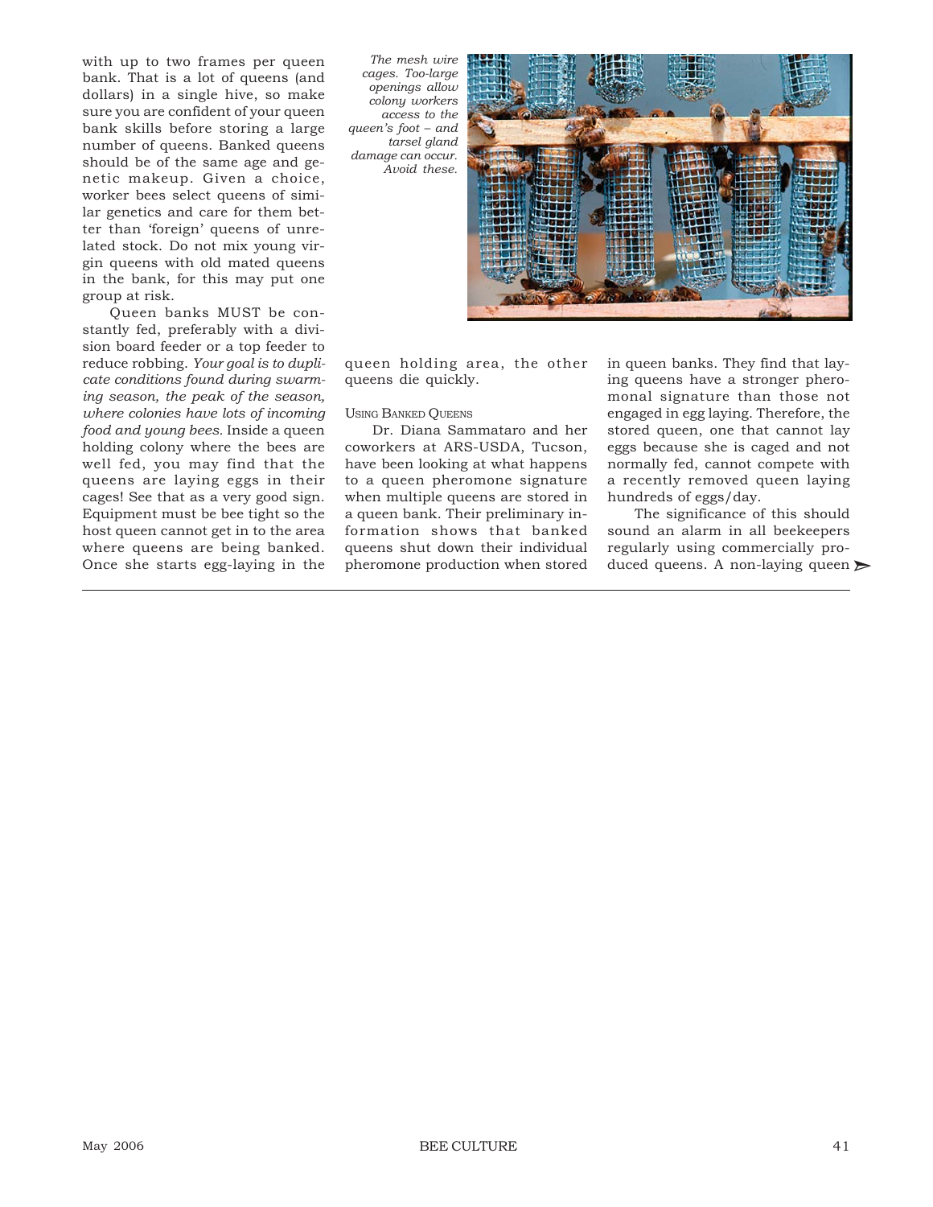with up to two frames per queen bank. That is a lot of queens (and dollars) in a single hive, so make sure you are confident of your queen bank skills before storing a large number of queens. Banked queens should be of the same age and genetic makeup. Given a choice, worker bees select queens of similar genetics and care for them better than 'foreign' queens of unrelated stock. Do not mix young virgin queens with old mated queens in the bank, for this may put one group at risk.

Queen banks MUST be constantly fed, preferably with a division board feeder or a top feeder to reduce robbing. *Your goal is to duplicate conditions found during swarming season, the peak of the season, where colonies have lots of incoming food and young bees.* Inside a queen holding colony where the bees are well fed, you may find that the queens are laying eggs in their cages! See that as a very good sign. Equipment must be bee tight so the host queen cannot get in to the area where queens are being banked. Once she starts egg-laying in the queen holding area, the other queens die quickly.

*The mesh wire cages. Too-large openings allow colony workers access to the queen's foot – and tarsel gland damage can occur. Avoid these.*

### Using Banked Queens

Dr. Diana Sammataro and her coworkers at ARS-USDA, Tucson, have been looking at what happens to a queen pheromone signature when multiple queens are stored in a queen bank. Their preliminary information shows that banked queens shut down their individual pheromone production when stored in queen banks. They find that laying queens have a stronger pheromonal signature than those not engaged in egg laying. Therefore, the stored queen, one that cannot lay eggs because she is caged and not normally fed, cannot compete with a recently removed queen laying hundreds of eggs/day.

The significance of this should sound an alarm in all beekeepers regularly using commercially produced queens. A non-laying queen ➢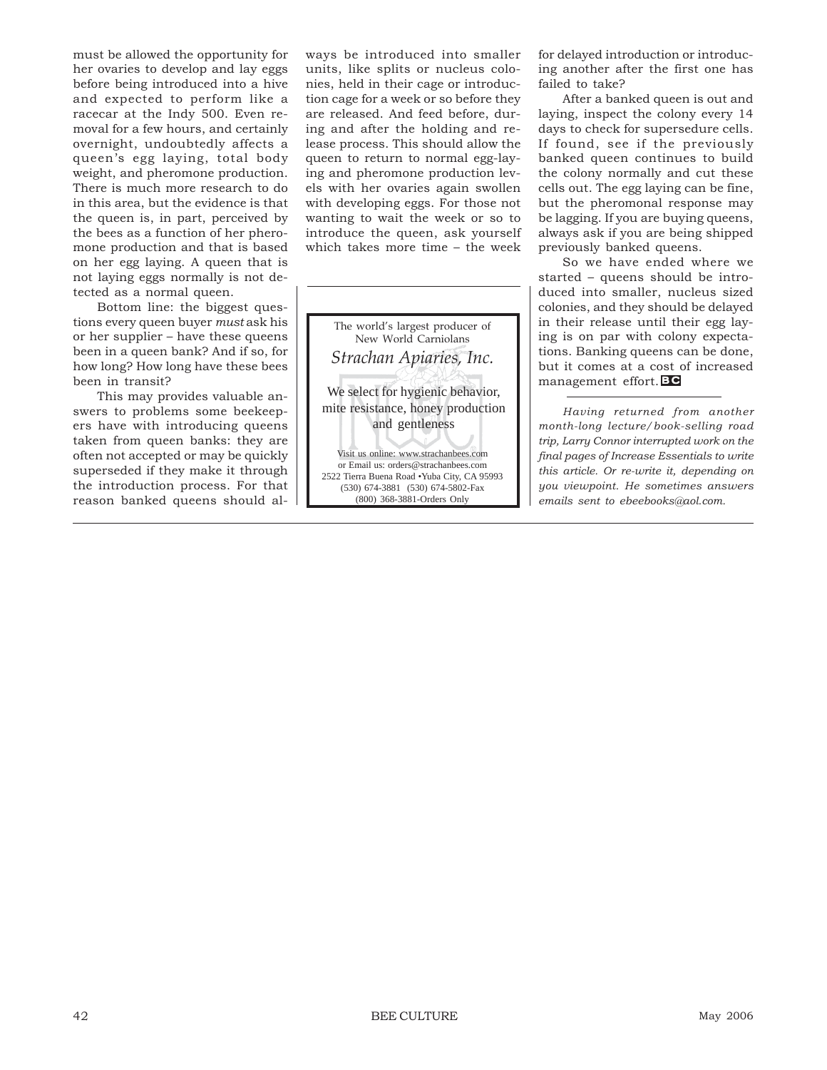must be allowed the opportunity for her ovaries to develop and lay eggs before being introduced into a hive and expected to perform like a racecar at the Indy 500. Even removal for a few hours, and certainly overnight, undoubtedly affects a queen's egg laying, total body weight, and pheromone production. There is much more research to do in this area, but the evidence is that the queen is, in part, perceived by the bees as a function of her pheromone production and that is based on her egg laying. A queen that is not laying eggs normally is not detected as a normal queen.

Bottom line: the biggest questions every queen buyer *must* ask his or her supplier – have these queens been in a queen bank? And if so, for how long? How long have these bees been in transit?

This may provides valuable answers to problems some beekeepers have with introducing queens taken from queen banks: they are often not accepted or may be quickly superseded if they make it through the introduction process. For that reason banked queens should always be introduced into smaller units, like splits or nucleus colonies, held in their cage or introduction cage for a week or so before they are released. And feed before, during and after the holding and release process. This should allow the queen to return to normal egg-laying and pheromone production levels with her ovaries again swollen with developing eggs. For those not wanting to wait the week or so to introduce the queen, ask yourself which takes more time – the week for delayed introduction or introducing another after the first one has failed to take?

After a banked queen is out and laying, inspect the colony every 14 days to check for supersedure cells. If found, see if the previously banked queen continues to build the colony normally and cut these cells out. The egg laying can be fine, but the pheromonal response may be lagging. If you are buying queens, always ask if you are being shipped previously banked queens.

So we have ended where we started – queens should be introduced into smaller, nucleus sized colonies, and they should be delayed in their release until their egg laying is on par with colony expectations. Banking queens can be done, but it comes at a cost of increased management effort. BC

*Having returned from another month-long lecture/book-selling road trip, Larry Connor interrupted work on the final pages of Increase Essentials to write this article. Or re-write it, depending on you viewpoint. He sometimes answers emails sent to ebeebooks@aol.com.*

---

The world's largest producer of New World Carniolans

*Strachan Apiaries, Inc.*

We select for hygienic behavior, mite resistance, honey production and gentleness

Visit us online: www.strachanbees.com
or Email us: orders@strachanbees.com
2522 Tierra Buena Road •Yuba City, CA 95993
(530) 674-3881 (530) 674-5802-Fax
(800) 368-3881-Orders Only